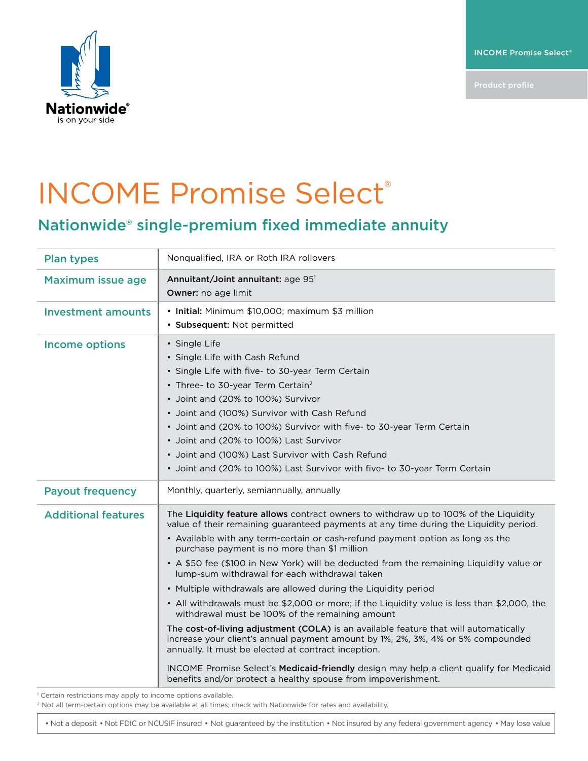INCOME Promise Select®

Product profile

Nationwide®
is on your side

# INCOME Promise Select®

## Nationwide® single-premium fixed immediate annuity

| | |
|---|---|
| **Plan types** | Nonqualified, IRA or Roth IRA rollovers |
| **Maximum issue age** | **Annuitant/Joint annuitant:** age 95[1]<br>**Owner:** no age limit |
| **Investment amounts** | • **Initial:** Minimum $10,000; maximum $3 million<br>• **Subsequent:** Not permitted |
| **Income options** | • Single Life<br>• Single Life with Cash Refund<br>• Single Life with five- to 30-year Term Certain<br>• Three- to 30-year Term Certain[2]<br>• Joint and (20% to 100%) Survivor<br>• Joint and (100%) Survivor with Cash Refund<br>• Joint and (20% to 100%) Survivor with five- to 30-year Term Certain<br>• Joint and (20% to 100%) Last Survivor<br>• Joint and (100%) Last Survivor with Cash Refund<br>• Joint and (20% to 100%) Last Survivor with five- to 30-year Term Certain |
| **Payout frequency** | Monthly, quarterly, semiannually, annually |
| **Additional features** | The **Liquidity feature allows** contract owners to withdraw up to 100% of the Liquidity value of their remaining guaranteed payments at any time during the Liquidity period.<br>• Available with any term-certain or cash-refund payment option as long as the purchase payment is no more than $1 million<br>• A $50 fee ($100 in New York) will be deducted from the remaining Liquidity value or lump-sum withdrawal for each withdrawal taken<br>• Multiple withdrawals are allowed during the Liquidity period<br>• All withdrawals must be $2,000 or more; if the Liquidity value is less than $2,000, the withdrawal must be 100% of the remaining amount<br>The **cost-of-living adjustment (COLA)** is an available feature that will automatically increase your client's annual payment amount by 1%, 2%, 3%, 4% or 5% compounded annually. It must be elected at contract inception.<br>INCOME Promise Select's **Medicaid-friendly** design may help a client qualify for Medicaid benefits and/or protect a healthy spouse from impoverishment. |

[1] Certain restrictions may apply to income options available.
[2] Not all term-certain options may be available at all times; check with Nationwide for rates and availability.

• Not a deposit • Not FDIC or NCUSIF insured • Not guaranteed by the institution • Not insured by any federal government agency • May lose value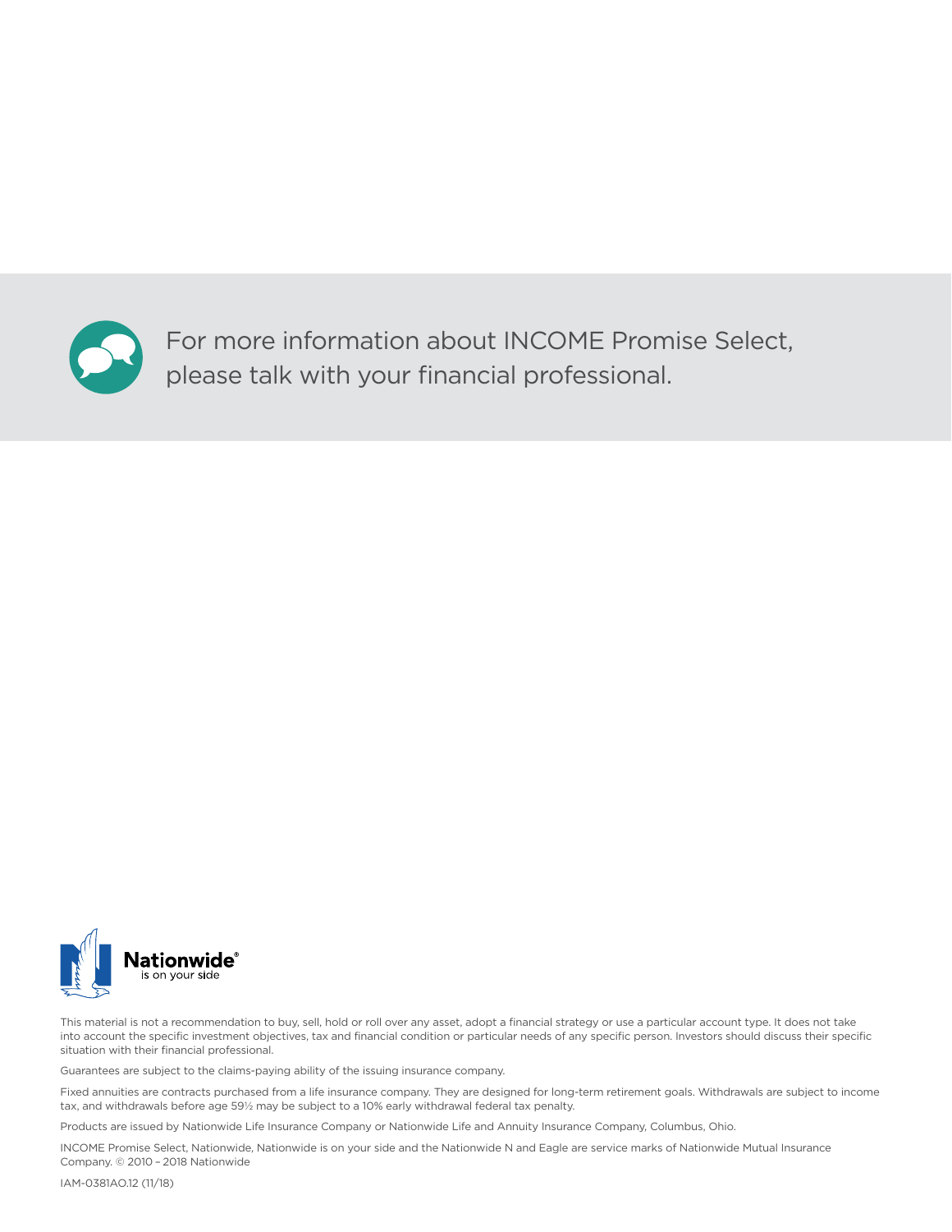For more information about INCOME Promise Select, please talk with your financial professional.

Nationwide®
is on your side

This material is not a recommendation to buy, sell, hold or roll over any asset, adopt a financial strategy or use a particular account type. It does not take into account the specific investment objectives, tax and financial condition or particular needs of any specific person. Investors should discuss their specific situation with their financial professional.

Guarantees are subject to the claims-paying ability of the issuing insurance company.

Fixed annuities are contracts purchased from a life insurance company. They are designed for long-term retirement goals. Withdrawals are subject to income tax, and withdrawals before age 59½ may be subject to a 10% early withdrawal federal tax penalty.

Products are issued by Nationwide Life Insurance Company or Nationwide Life and Annuity Insurance Company, Columbus, Ohio.

INCOME Promise Select, Nationwide, Nationwide is on your side and the Nationwide N and Eagle are service marks of Nationwide Mutual Insurance Company. © 2010 – 2018 Nationwide

IAM-0381AO.12 (11/18)